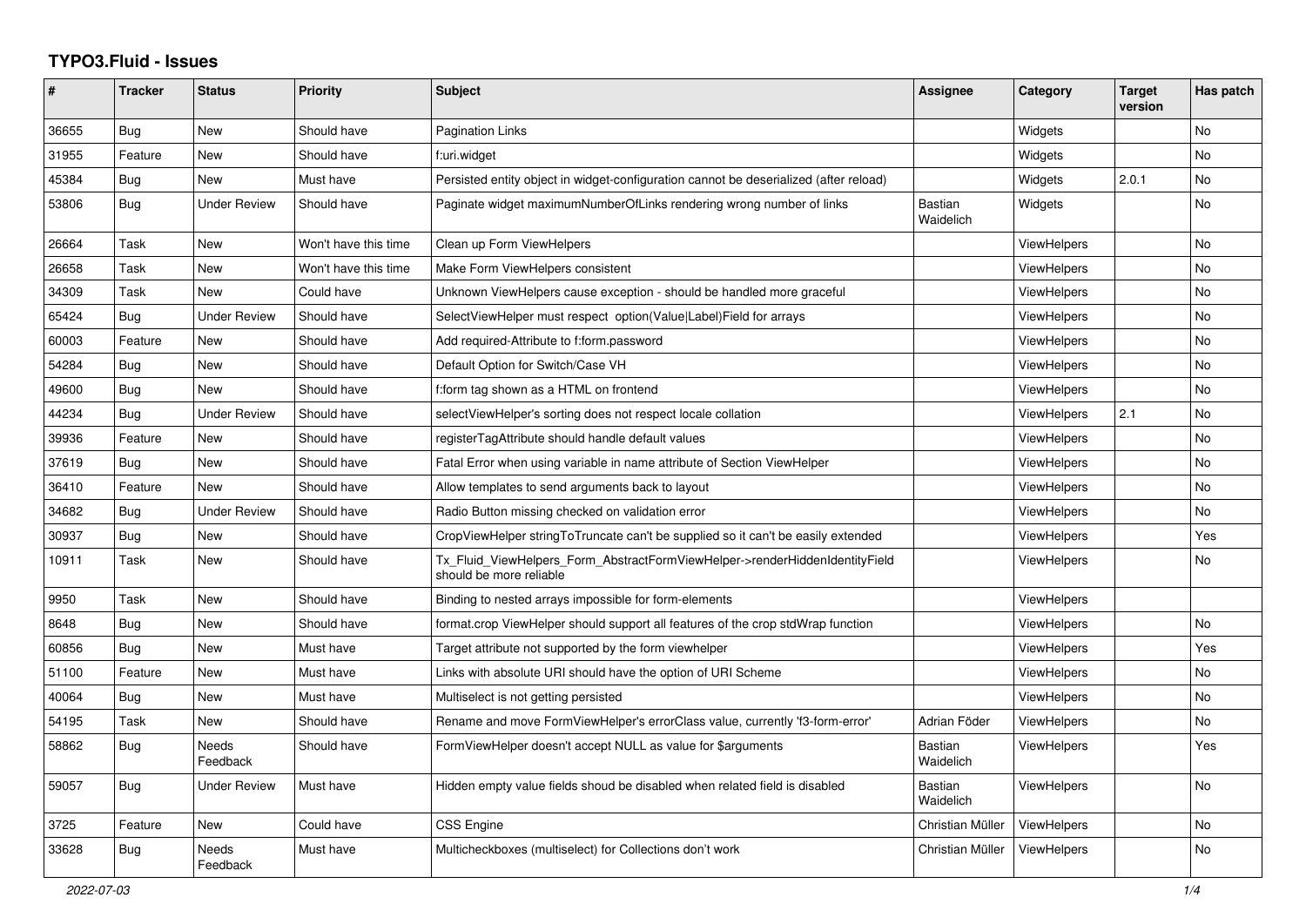# TYPO3.Fluid - Issues

| # | Tracker | Status | Priority | Subject | Assignee | Category | Target version | Has patch |
|---|---|---|---|---|---|---|---|---|
| 36655 | Bug | New | Should have | Pagination Links | | Widgets | | No |
| 31955 | Feature | New | Should have | f:uri.widget | | Widgets | | No |
| 45384 | Bug | New | Must have | Persisted entity object in widget-configuration cannot be deserialized (after reload) | | Widgets | 2.0.1 | No |
| 53806 | Bug | Under Review | Should have | Paginate widget maximumNumberOfLinks rendering wrong number of links | Bastian Waidelich | Widgets | | No |
| 26664 | Task | New | Won't have this time | Clean up Form ViewHelpers | | ViewHelpers | | No |
| 26658 | Task | New | Won't have this time | Make Form ViewHelpers consistent | | ViewHelpers | | No |
| 34309 | Task | New | Could have | Unknown ViewHelpers cause exception - should be handled more graceful | | ViewHelpers | | No |
| 65424 | Bug | Under Review | Should have | SelectViewHelper must respect option(Value\|Label)Field for arrays | | ViewHelpers | | No |
| 60003 | Feature | New | Should have | Add required-Attribute to f:form.password | | ViewHelpers | | No |
| 54284 | Bug | New | Should have | Default Option for Switch/Case VH | | ViewHelpers | | No |
| 49600 | Bug | New | Should have | f:form tag shown as a HTML on frontend | | ViewHelpers | | No |
| 44234 | Bug | Under Review | Should have | selectViewHelper's sorting does not respect locale collation | | ViewHelpers | 2.1 | No |
| 39936 | Feature | New | Should have | registerTagAttribute should handle default values | | ViewHelpers | | No |
| 37619 | Bug | New | Should have | Fatal Error when using variable in name attribute of Section ViewHelper | | ViewHelpers | | No |
| 36410 | Feature | New | Should have | Allow templates to send arguments back to layout | | ViewHelpers | | No |
| 34682 | Bug | Under Review | Should have | Radio Button missing checked on validation error | | ViewHelpers | | No |
| 30937 | Bug | New | Should have | CropViewHelper stringToTruncate can't be supplied so it can't be easily extended | | ViewHelpers | | Yes |
| 10911 | Task | New | Should have | Tx_Fluid_ViewHelpers_Form_AbstractFormViewHelper->renderHiddenIdentityField should be more reliable | | ViewHelpers | | No |
| 9950 | Task | New | Should have | Binding to nested arrays impossible for form-elements | | ViewHelpers | | |
| 8648 | Bug | New | Should have | format.crop ViewHelper should support all features of the crop stdWrap function | | ViewHelpers | | No |
| 60856 | Bug | New | Must have | Target attribute not supported by the form viewhelper | | ViewHelpers | | Yes |
| 51100 | Feature | New | Must have | Links with absolute URI should have the option of URI Scheme | | ViewHelpers | | No |
| 40064 | Bug | New | Must have | Multiselect is not getting persisted | | ViewHelpers | | No |
| 54195 | Task | New | Should have | Rename and move FormViewHelper's errorClass value, currently 'f3-form-error' | Adrian Föder | ViewHelpers | | No |
| 58862 | Bug | Needs Feedback | Should have | FormViewHelper doesn't accept NULL as value for $arguments | Bastian Waidelich | ViewHelpers | | Yes |
| 59057 | Bug | Under Review | Must have | Hidden empty value fields shoud be disabled when related field is disabled | Bastian Waidelich | ViewHelpers | | No |
| 3725 | Feature | New | Could have | CSS Engine | Christian Müller | ViewHelpers | | No |
| 33628 | Bug | Needs Feedback | Must have | Multicheckboxes (multiselect) for Collections don't work | Christian Müller | ViewHelpers | | No |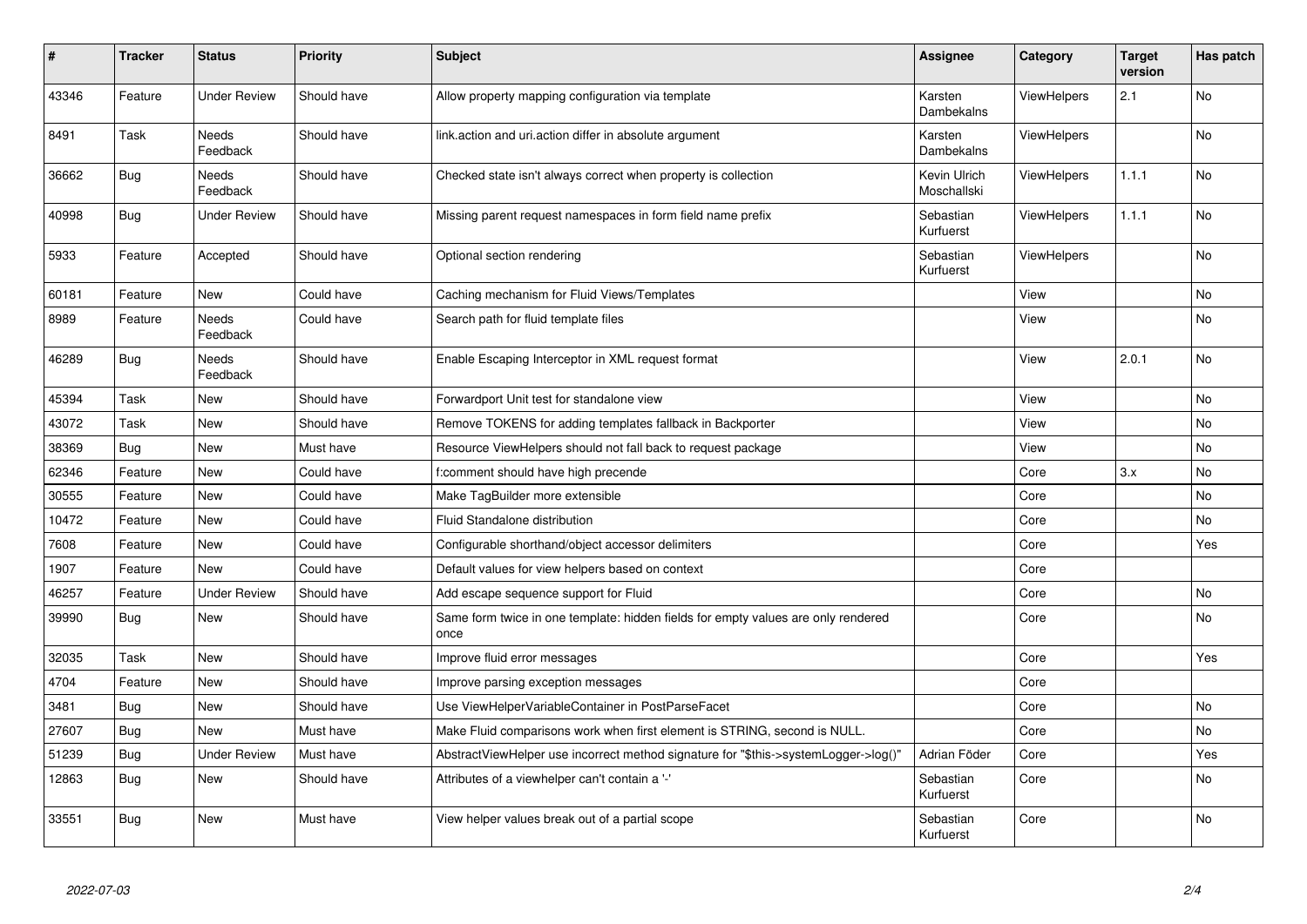| # | Tracker | Status | Priority | Subject | Assignee | Category | Target version | Has patch |
|---|---|---|---|---|---|---|---|---|
| 43346 | Feature | Under Review | Should have | Allow property mapping configuration via template | Karsten Dambekalns | ViewHelpers | 2.1 | No |
| 8491 | Task | Needs Feedback | Should have | link.action and uri.action differ in absolute argument | Karsten Dambekalns | ViewHelpers | | No |
| 36662 | Bug | Needs Feedback | Should have | Checked state isn't always correct when property is collection | Kevin Ulrich Moschallski | ViewHelpers | 1.1.1 | No |
| 40998 | Bug | Under Review | Should have | Missing parent request namespaces in form field name prefix | Sebastian Kurfuerst | ViewHelpers | 1.1.1 | No |
| 5933 | Feature | Accepted | Should have | Optional section rendering | Sebastian Kurfuerst | ViewHelpers | | No |
| 60181 | Feature | New | Could have | Caching mechanism for Fluid Views/Templates | | View | | No |
| 8989 | Feature | Needs Feedback | Could have | Search path for fluid template files | | View | | No |
| 46289 | Bug | Needs Feedback | Should have | Enable Escaping Interceptor in XML request format | | View | 2.0.1 | No |
| 45394 | Task | New | Should have | Forwardport Unit test for standalone view | | View | | No |
| 43072 | Task | New | Should have | Remove TOKENS for adding templates fallback in Backporter | | View | | No |
| 38369 | Bug | New | Must have | Resource ViewHelpers should not fall back to request package | | View | | No |
| 62346 | Feature | New | Could have | f:comment should have high precende | | Core | 3.x | No |
| 30555 | Feature | New | Could have | Make TagBuilder more extensible | | Core | | No |
| 10472 | Feature | New | Could have | Fluid Standalone distribution | | Core | | No |
| 7608 | Feature | New | Could have | Configurable shorthand/object accessor delimiters | | Core | | Yes |
| 1907 | Feature | New | Could have | Default values for view helpers based on context | | Core | | |
| 46257 | Feature | Under Review | Should have | Add escape sequence support for Fluid | | Core | | No |
| 39990 | Bug | New | Should have | Same form twice in one template: hidden fields for empty values are only rendered once | | Core | | No |
| 32035 | Task | New | Should have | Improve fluid error messages | | Core | | Yes |
| 4704 | Feature | New | Should have | Improve parsing exception messages | | Core | | |
| 3481 | Bug | New | Should have | Use ViewHelperVariableContainer in PostParseFacet | | Core | | No |
| 27607 | Bug | New | Must have | Make Fluid comparisons work when first element is STRING, second is NULL. | | Core | | No |
| 51239 | Bug | Under Review | Must have | AbstractViewHelper use incorrect method signature for "$this->systemLogger->log()" | Adrian Föder | Core | | Yes |
| 12863 | Bug | New | Should have | Attributes of a viewhelper can't contain a '-' | Sebastian Kurfuerst | Core | | No |
| 33551 | Bug | New | Must have | View helper values break out of a partial scope | Sebastian Kurfuerst | Core | | No |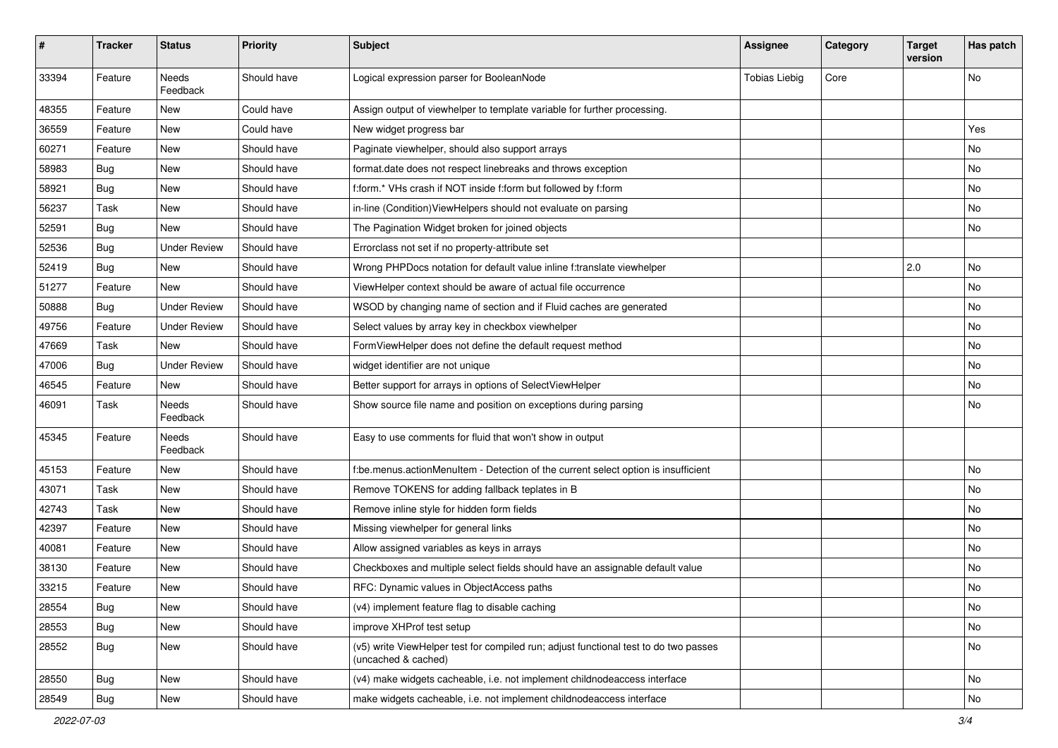| # | Tracker | Status | Priority | Subject | Assignee | Category | Target version | Has patch |
|---|---|---|---|---|---|---|---|---|
| 33394 | Feature | Needs Feedback | Should have | Logical expression parser for BooleanNode | Tobias Liebig | Core | | No |
| 48355 | Feature | New | Could have | Assign output of viewhelper to template variable for further processing. | | | | |
| 36559 | Feature | New | Could have | New widget progress bar | | | | Yes |
| 60271 | Feature | New | Should have | Paginate viewhelper, should also support arrays | | | | No |
| 58983 | Bug | New | Should have | format.date does not respect linebreaks and throws exception | | | | No |
| 58921 | Bug | New | Should have | f:form.* VHs crash if NOT inside f:form but followed by f:form | | | | No |
| 56237 | Task | New | Should have | in-line (Condition)ViewHelpers should not evaluate on parsing | | | | No |
| 52591 | Bug | New | Should have | The Pagination Widget broken for joined objects | | | | No |
| 52536 | Bug | Under Review | Should have | Errorclass not set if no property-attribute set | | | | |
| 52419 | Bug | New | Should have | Wrong PHPDocs notation for default value inline f:translate viewhelper | | | 2.0 | No |
| 51277 | Feature | New | Should have | ViewHelper context should be aware of actual file occurrence | | | | No |
| 50888 | Bug | Under Review | Should have | WSOD by changing name of section and if Fluid caches are generated | | | | No |
| 49756 | Feature | Under Review | Should have | Select values by array key in checkbox viewhelper | | | | No |
| 47669 | Task | New | Should have | FormViewHelper does not define the default request method | | | | No |
| 47006 | Bug | Under Review | Should have | widget identifier are not unique | | | | No |
| 46545 | Feature | New | Should have | Better support for arrays in options of SelectViewHelper | | | | No |
| 46091 | Task | Needs Feedback | Should have | Show source file name and position on exceptions during parsing | | | | No |
| 45345 | Feature | Needs Feedback | Should have | Easy to use comments for fluid that won't show in output | | | | |
| 45153 | Feature | New | Should have | f:be.menus.actionMenuItem - Detection of the current select option is insufficient | | | | No |
| 43071 | Task | New | Should have | Remove TOKENS for adding fallback teplates in B | | | | No |
| 42743 | Task | New | Should have | Remove inline style for hidden form fields | | | | No |
| 42397 | Feature | New | Should have | Missing viewhelper for general links | | | | No |
| 40081 | Feature | New | Should have | Allow assigned variables as keys in arrays | | | | No |
| 38130 | Feature | New | Should have | Checkboxes and multiple select fields should have an assignable default value | | | | No |
| 33215 | Feature | New | Should have | RFC: Dynamic values in ObjectAccess paths | | | | No |
| 28554 | Bug | New | Should have | (v4) implement feature flag to disable caching | | | | No |
| 28553 | Bug | New | Should have | improve XHProf test setup | | | | No |
| 28552 | Bug | New | Should have | (v5) write ViewHelper test for compiled run; adjust functional test to do two passes (uncached & cached) | | | | No |
| 28550 | Bug | New | Should have | (v4) make widgets cacheable, i.e. not implement childnodeaccess interface | | | | No |
| 28549 | Bug | New | Should have | make widgets cacheable, i.e. not implement childnodeaccess interface | | | | No |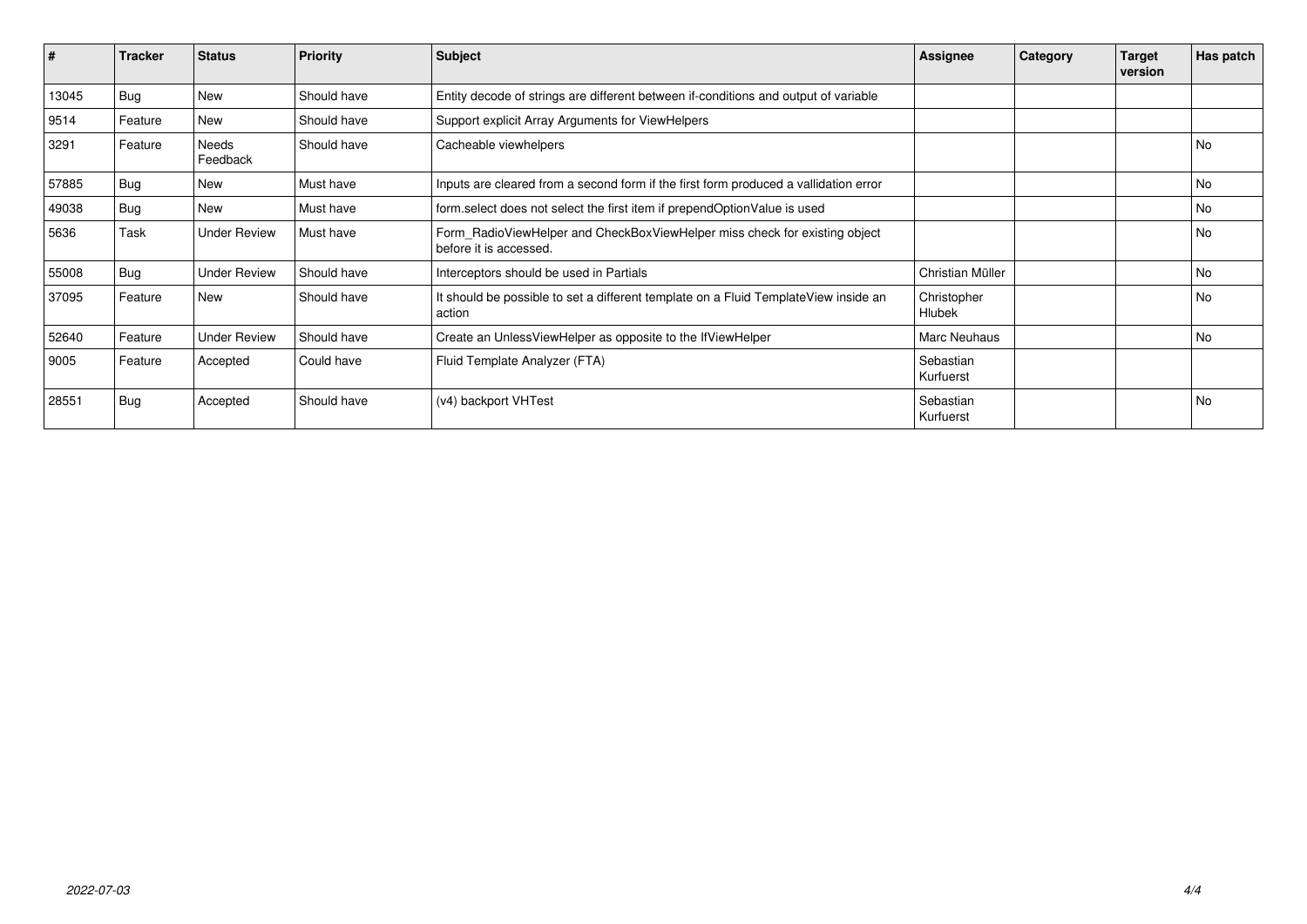| # | Tracker | Status | Priority | Subject | Assignee | Category | Target version | Has patch |
|---|---|---|---|---|---|---|---|---|
| 13045 | Bug | New | Should have | Entity decode of strings are different between if-conditions and output of variable | | | | |
| 9514 | Feature | New | Should have | Support explicit Array Arguments for ViewHelpers | | | | |
| 3291 | Feature | Needs Feedback | Should have | Cacheable viewhelpers | | | | No |
| 57885 | Bug | New | Must have | Inputs are cleared from a second form if the first form produced a vallidation error | | | | No |
| 49038 | Bug | New | Must have | form.select does not select the first item if prependOptionValue is used | | | | No |
| 5636 | Task | Under Review | Must have | Form_RadioViewHelper and CheckBoxViewHelper miss check for existing object before it is accessed. | | | | No |
| 55008 | Bug | Under Review | Should have | Interceptors should be used in Partials | Christian Müller | | | No |
| 37095 | Feature | New | Should have | It should be possible to set a different template on a Fluid TemplateView inside an action | Christopher Hlubek | | | No |
| 52640 | Feature | Under Review | Should have | Create an UnlessViewHelper as opposite to the IfViewHelper | Marc Neuhaus | | | No |
| 9005 | Feature | Accepted | Could have | Fluid Template Analyzer (FTA) | Sebastian Kurfuerst | | | |
| 28551 | Bug | Accepted | Should have | (v4) backport VHTest | Sebastian Kurfuerst | | | No |

*2022-07-03*